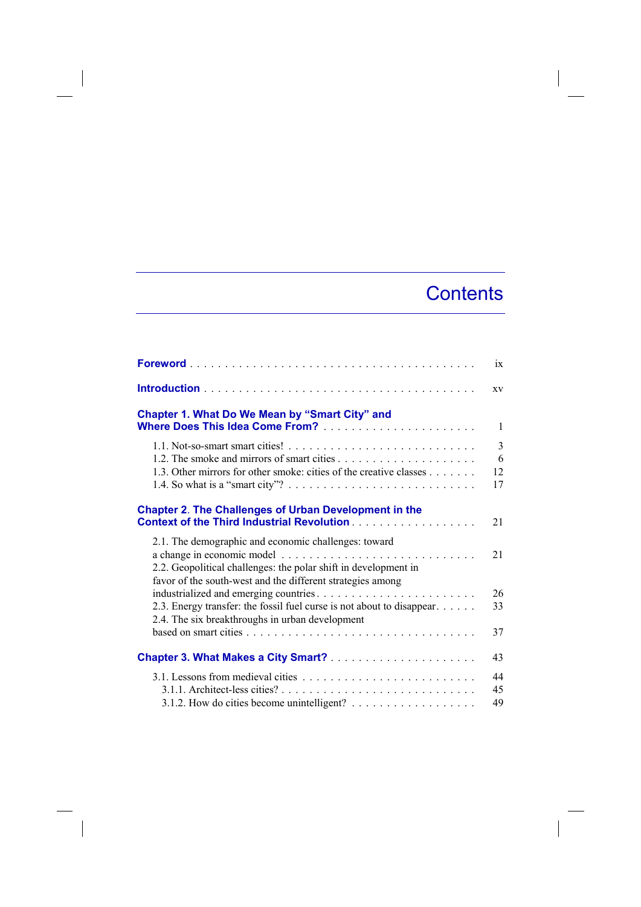# Contents

**Foreword** . . . . . . . . . . . . . . . . . . . . . . . . . . . . . . . . . . . . . . . ix

**Introduction** . . . . . . . . . . . . . . . . . . . . . . . . . . . . . . . . . . . . . . xv

**Chapter 1. What Do We Mean by "Smart City" and Where Does This Idea Come From?** . . . . . . . . . . . . . . . . . . . . . . 1

- 1.1. Not-so-smart smart cities! . . . . . . . . . . . . . . . . . . . . . . . . . . 3
- 1.2. The smoke and mirrors of smart cities . . . . . . . . . . . . . . . . . . . . 6
- 1.3. Other mirrors for other smoke: cities of the creative classes . . . . . . . 12
- 1.4. So what is a "smart city"? . . . . . . . . . . . . . . . . . . . . . . . . . . 17

**Chapter 2. The Challenges of Urban Development in the Context of the Third Industrial Revolution** . . . . . . . . . . . . . . . . . . 21

- 2.1. The demographic and economic challenges: toward a change in economic model . . . . . . . . . . . . . . . . . . . . . . . . . . . 21
- 2.2. Geopolitical challenges: the polar shift in development in favor of the south-west and the different strategies among industrialized and emerging countries . . . . . . . . . . . . . . . . . . . . . . . . 26
- 2.3. Energy transfer: the fossil fuel curse is not about to disappear . . . . . . 33
- 2.4. The six breakthroughs in urban development based on smart cities . . . . . . . . . . . . . . . . . . . . . . . . . . . . . . . . 37

**Chapter 3. What Makes a City Smart?** . . . . . . . . . . . . . . . . . . . . . 43

- 3.1. Lessons from medieval cities . . . . . . . . . . . . . . . . . . . . . . . . . 44
  - 3.1.1. Architect-less cities? . . . . . . . . . . . . . . . . . . . . . . . . . . . 45
  - 3.1.2. How do cities become unintelligent? . . . . . . . . . . . . . . . . . . . 49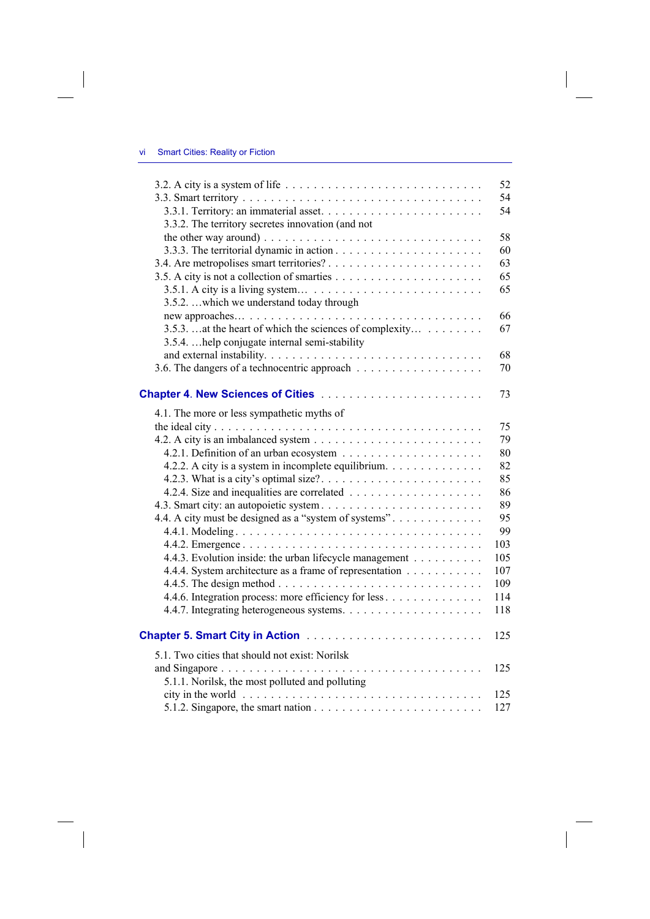3.2. A city is a system of life . . . . . . . . . . . . . . . . . . . . . . . . . . . 52

3.3. Smart territory . . . . . . . . . . . . . . . . . . . . . . . . . . . . . . . . . 54

  3.3.1. Territory: an immaterial asset. . . . . . . . . . . . . . . . . . . . . . . 54

  3.3.2. The territory secretes innovation (and not the other way around) . . . . . . . . . . . . . . . . . . . . . . . . . . . . . . . 58

  3.3.3. The territorial dynamic in action . . . . . . . . . . . . . . . . . . . . 60

3.4. Are metropolises smart territories? . . . . . . . . . . . . . . . . . . . . . 63

3.5. A city is not a collection of smarties . . . . . . . . . . . . . . . . . . . . 65

  3.5.1. A city is a living system… . . . . . . . . . . . . . . . . . . . . . . . 65

  3.5.2. …which we understand today through new approaches… . . . . . . . . . . . . . . . . . . . . . . . . . . . . . . . 66

  3.5.3. …at the heart of which the sciences of complexity… . . . . . . . . 67

  3.5.4. …help conjugate internal semi-stability and external instability. . . . . . . . . . . . . . . . . . . . . . . . . . . . . 68

3.6. The dangers of a technocentric approach . . . . . . . . . . . . . . . . . 70

**Chapter 4. New Sciences of Cities** . . . . . . . . . . . . . . . . . . . . . . . 73

4.1. The more or less sympathetic myths of the ideal city . . . . . . . . . . . . . . . . . . . . . . . . . . . . . . . . . . . . . 75

4.2. A city is an imbalanced system . . . . . . . . . . . . . . . . . . . . . . . 79

  4.2.1. Definition of an urban ecosystem . . . . . . . . . . . . . . . . . . . 80

  4.2.2. A city is a system in incomplete equilibrium. . . . . . . . . . . . . 82

  4.2.3. What is a city's optimal size?. . . . . . . . . . . . . . . . . . . . . . 85

  4.2.4. Size and inequalities are correlated . . . . . . . . . . . . . . . . . . 86

4.3. Smart city: an autopoietic system . . . . . . . . . . . . . . . . . . . . . . 89

4.4. A city must be designed as a "system of systems" . . . . . . . . . . . . 95

  4.4.1. Modeling . . . . . . . . . . . . . . . . . . . . . . . . . . . . . . . . . 99

  4.4.2. Emergence . . . . . . . . . . . . . . . . . . . . . . . . . . . . . . . . 103

  4.4.3. Evolution inside: the urban lifecycle management . . . . . . . . . . 105

  4.4.4. System architecture as a frame of representation . . . . . . . . . . 107

  4.4.5. The design method . . . . . . . . . . . . . . . . . . . . . . . . . . . 109

  4.4.6. Integration process: more efficiency for less . . . . . . . . . . . . . 114

  4.4.7. Integrating heterogeneous systems. . . . . . . . . . . . . . . . . . . 118

**Chapter 5. Smart City in Action** . . . . . . . . . . . . . . . . . . . . . . . . 125

5.1. Two cities that should not exist: Norilsk and Singapore . . . . . . . . . . . . . . . . . . . . . . . . . . . . . . . . . . . . 125

  5.1.1. Norilsk, the most polluted and polluting city in the world . . . . . . . . . . . . . . . . . . . . . . . . . . . . . . . . . 125

  5.1.2. Singapore, the smart nation . . . . . . . . . . . . . . . . . . . . . . 127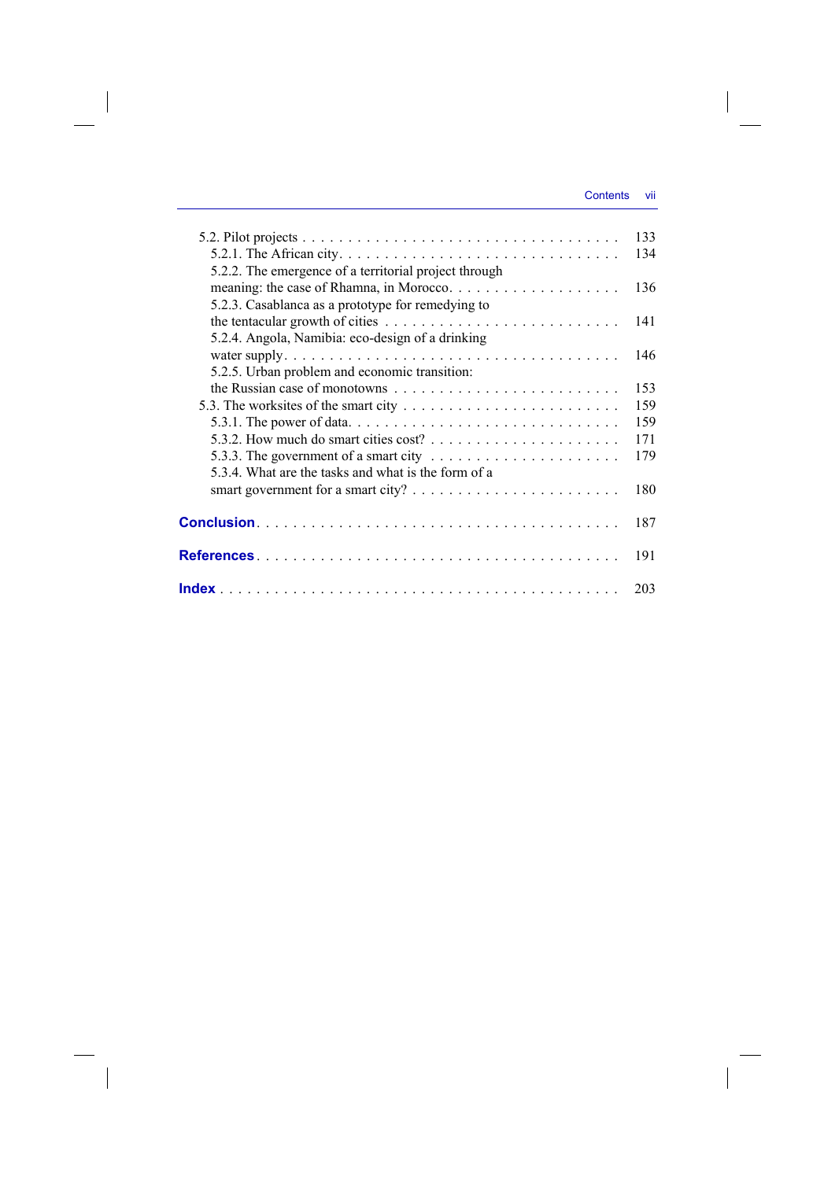5.2. Pilot projects . . . . . . . . . . . . . . . . . . . . . . . . . . . . . . . . . . 133
5.2.1. The African city. . . . . . . . . . . . . . . . . . . . . . . . . . . . . . . 134
5.2.2. The emergence of a territorial project through meaning: the case of Rhamna, in Morocco. . . . . . . . . . . . . . . . . . . . 136
5.2.3. Casablanca as a prototype for remedying to the tentacular growth of cities . . . . . . . . . . . . . . . . . . . . . . . . . . 141
5.2.4. Angola, Namibia: eco-design of a drinking water supply. . . . . . . . . . . . . . . . . . . . . . . . . . . . . . . . . . . . . 146
5.2.5. Urban problem and economic transition: the Russian case of monotowns . . . . . . . . . . . . . . . . . . . . . . . . . 153
5.3. The worksites of the smart city . . . . . . . . . . . . . . . . . . . . . . . . 159
5.3.1. The power of data. . . . . . . . . . . . . . . . . . . . . . . . . . . . . . . 159
5.3.2. How much do smart cities cost? . . . . . . . . . . . . . . . . . . . . . . 171
5.3.3. The government of a smart city . . . . . . . . . . . . . . . . . . . . . . 179
5.3.4. What are the tasks and what is the form of a smart government for a smart city? . . . . . . . . . . . . . . . . . . . . . . . . 180

**Conclusion**. . . . . . . . . . . . . . . . . . . . . . . . . . . . . . . . . . . . . . . 187

**References**. . . . . . . . . . . . . . . . . . . . . . . . . . . . . . . . . . . . . . . 191

**Index** . . . . . . . . . . . . . . . . . . . . . . . . . . . . . . . . . . . . . . . . . 203